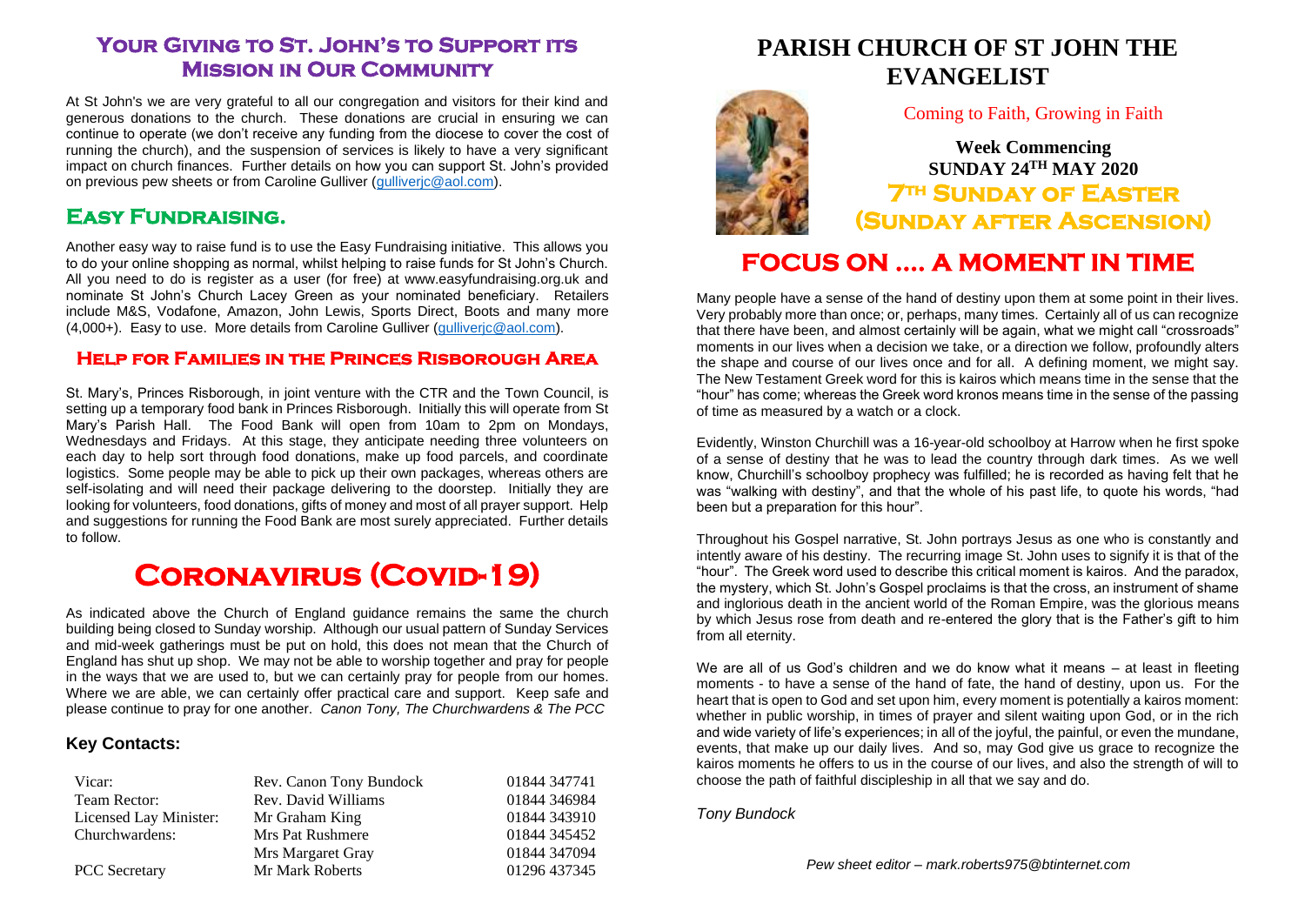## Your Giving to St. John's to Support its Mission in Our Community

At St John's we are very grateful to all our congregation and visitors for their kind and generous donations to the church. These donations are crucial in ensuring we can continue to operate (we don't receive any funding from the diocese to cover the cost of running the church), and the suspension of services is likely to have a very significant impact on church finances. Further details on how you can support St. John's provided on previous pew sheets or from Caroline Gulliver (gulliverjc@aol.com).

## Easy Fundraising.

Another easy way to raise fund is to use the Easy Fundraising initiative. This allows you to do your online shopping as normal, whilst helping to raise funds for St John's Church. All you need to do is register as a user (for free) at www.easyfundraising.org.uk and nominate St John's Church Lacey Green as your nominated beneficiary. Retailers include M&S, Vodafone, Amazon, John Lewis, Sports Direct, Boots and many more (4,000+). Easy to use. More details from Caroline Gulliver (gulliverjc@aol.com).

### Help for Families in the Princes Risborough Area

St. Mary's, Princes Risborough, in joint venture with the CTR and the Town Council, is setting up a temporary food bank in Princes Risborough. Initially this will operate from St Mary's Parish Hall. The Food Bank will open from 10am to 2pm on Mondays, Wednesdays and Fridays. At this stage, they anticipate needing three volunteers on each day to help sort through food donations, make up food parcels, and coordinate logistics. Some people may be able to pick up their own packages, whereas others are self-isolating and will need their package delivering to the doorstep. Initially they are looking for volunteers, food donations, gifts of money and most of all prayer support. Help and suggestions for running the Food Bank are most surely appreciated. Further details to follow.

# Coronavirus (Covid-19)

As indicated above the Church of England guidance remains the same the church building being closed to Sunday worship. Although our usual pattern of Sunday Services and mid-week gatherings must be put on hold, this does not mean that the Church of England has shut up shop. We may not be able to worship together and pray for people in the ways that we are used to, but we can certainly pray for people from our homes. Where we are able, we can certainly offer practical care and support. Keep safe and please continue to pray for one another. *Canon Tony, The Churchwardens & The PCC*

### Key Contacts:

| | | |
|---|---|---|
| Vicar: | Rev. Canon Tony Bundock | 01844 347741 |
| Team Rector: | Rev. David Williams | 01844 346984 |
| Licensed Lay Minister: | Mr Graham King | 01844 343910 |
| Churchwardens: | Mrs Pat Rushmere | 01844 345452 |
| | Mrs Margaret Gray | 01844 347094 |
| PCC Secretary | Mr Mark Roberts | 01296 437345 |

# PARISH CHURCH OF ST JOHN THE EVANGELIST

Coming to Faith, Growing in Faith

**Week Commencing**
**SUNDAY 24TH MAY 2020**

## 7th Sunday of Easter (Sunday after Ascension)

# FOCUS ON .... A MOMENT IN TIME

Many people have a sense of the hand of destiny upon them at some point in their lives. Very probably more than once; or, perhaps, many times. Certainly all of us can recognize that there have been, and almost certainly will be again, what we might call "crossroads" moments in our lives when a decision we take, or a direction we follow, profoundly alters the shape and course of our lives once and for all. A defining moment, we might say. The New Testament Greek word for this is kairos which means time in the sense that the "hour" has come; whereas the Greek word kronos means time in the sense of the passing of time as measured by a watch or a clock.

Evidently, Winston Churchill was a 16-year-old schoolboy at Harrow when he first spoke of a sense of destiny that he was to lead the country through dark times. As we well know, Churchill's schoolboy prophecy was fulfilled; he is recorded as having felt that he was "walking with destiny", and that the whole of his past life, to quote his words, "had been but a preparation for this hour".

Throughout his Gospel narrative, St. John portrays Jesus as one who is constantly and intently aware of his destiny. The recurring image St. John uses to signify it is that of the "hour". The Greek word used to describe this critical moment is kairos. And the paradox, the mystery, which St. John's Gospel proclaims is that the cross, an instrument of shame and inglorious death in the ancient world of the Roman Empire, was the glorious means by which Jesus rose from death and re-entered the glory that is the Father's gift to him from all eternity.

We are all of us God's children and we do know what it means – at least in fleeting moments - to have a sense of the hand of fate, the hand of destiny, upon us. For the heart that is open to God and set upon him, every moment is potentially a kairos moment: whether in public worship, in times of prayer and silent waiting upon God, or in the rich and wide variety of life's experiences; in all of the joyful, the painful, or even the mundane, events, that make up our daily lives. And so, may God give us grace to recognize the kairos moments he offers to us in the course of our lives, and also the strength of will to choose the path of faithful discipleship in all that we say and do.

*Tony Bundock*

*Pew sheet editor – mark.roberts975@btinternet.com*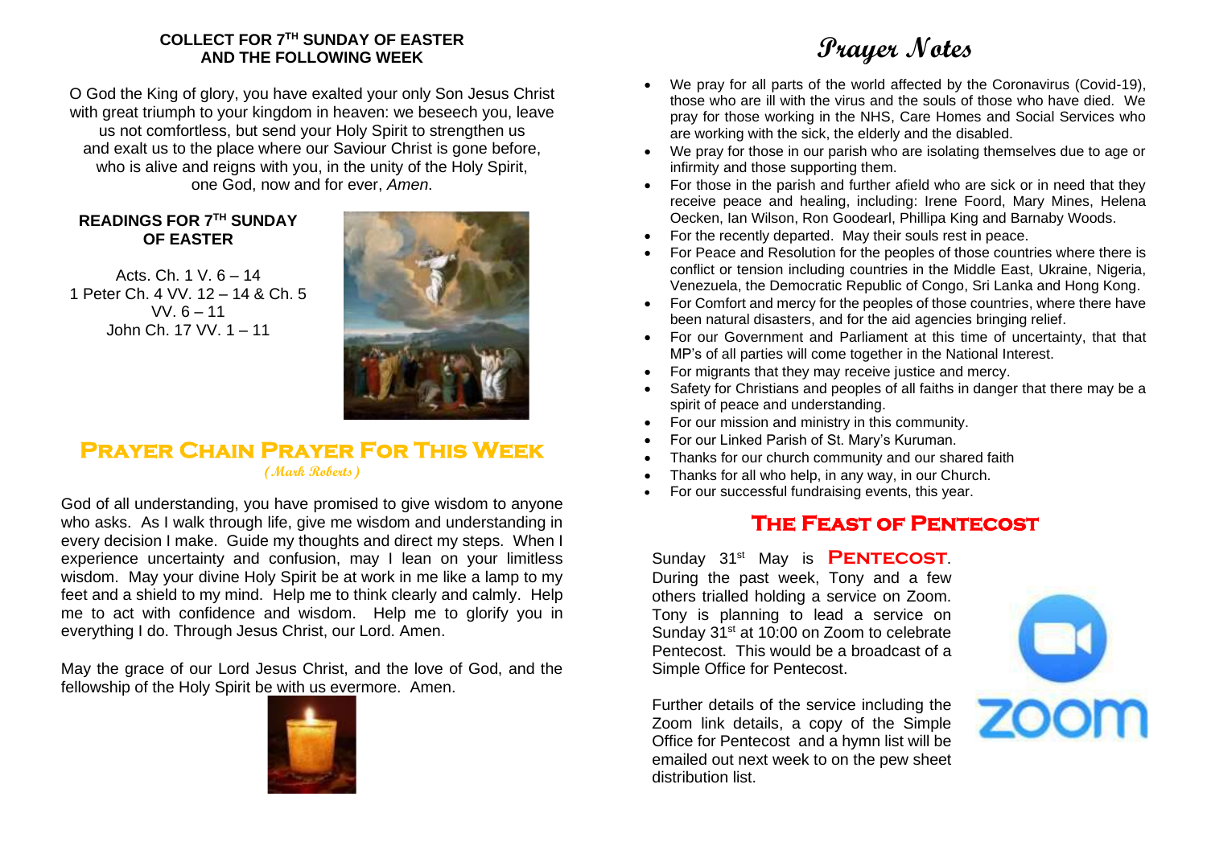**COLLECT FOR 7[TH] SUNDAY OF EASTER AND THE FOLLOWING WEEK**

O God the King of glory, you have exalted your only Son Jesus Christ with great triumph to your kingdom in heaven: we beseech you, leave us not comfortless, but send your Holy Spirit to strengthen us and exalt us to the place where our Saviour Christ is gone before, who is alive and reigns with you, in the unity of the Holy Spirit, one God, now and for ever, *Amen.*

**READINGS FOR 7[TH] SUNDAY OF EASTER**

Acts. Ch. 1 V. 6 – 14
1 Peter Ch. 4 VV. 12 – 14 & Ch. 5 VV. 6 – 11
John Ch. 17 VV. 1 – 11

## Prayer Chain Prayer For This Week

*(Mark Roberts)*

God of all understanding, you have promised to give wisdom to anyone who asks. As I walk through life, give me wisdom and understanding in every decision I make. Guide my thoughts and direct my steps. When I experience uncertainty and confusion, may I lean on your limitless wisdom. May your divine Holy Spirit be at work in me like a lamp to my feet and a shield to my mind. Help me to think clearly and calmly. Help me to act with confidence and wisdom. Help me to glorify you in everything I do. Through Jesus Christ, our Lord. Amen.

May the grace of our Lord Jesus Christ, and the love of God, and the fellowship of the Holy Spirit be with us evermore. Amen.

## Prayer Notes

- We pray for all parts of the world affected by the Coronavirus (Covid-19), those who are ill with the virus and the souls of those who have died. We pray for those working in the NHS, Care Homes and Social Services who are working with the sick, the elderly and the disabled.
- We pray for those in our parish who are isolating themselves due to age or infirmity and those supporting them.
- For those in the parish and further afield who are sick or in need that they receive peace and healing, including: Irene Foord, Mary Mines, Helena Oecken, Ian Wilson, Ron Goodearl, Phillipa King and Barnaby Woods.
- For the recently departed. May their souls rest in peace.
- For Peace and Resolution for the peoples of those countries where there is conflict or tension including countries in the Middle East, Ukraine, Nigeria, Venezuela, the Democratic Republic of Congo, Sri Lanka and Hong Kong.
- For Comfort and mercy for the peoples of those countries, where there have been natural disasters, and for the aid agencies bringing relief.
- For our Government and Parliament at this time of uncertainty, that that MP's of all parties will come together in the National Interest.
- For migrants that they may receive justice and mercy.
- Safety for Christians and peoples of all faiths in danger that there may be a spirit of peace and understanding.
- For our mission and ministry in this community.
- For our Linked Parish of St. Mary's Kuruman.
- Thanks for our church community and our shared faith
- Thanks for all who help, in any way, in our Church.
- For our successful fundraising events, this year.

## The Feast of Pentecost

Sunday 31[st] May is **Pentecost**. During the past week, Tony and a few others trialled holding a service on Zoom. Tony is planning to lead a service on Sunday 31[st] at 10:00 on Zoom to celebrate Pentecost. This would be a broadcast of a Simple Office for Pentecost.

Further details of the service including the Zoom link details, a copy of the Simple Office for Pentecost and a hymn list will be emailed out next week to on the pew sheet distribution list.